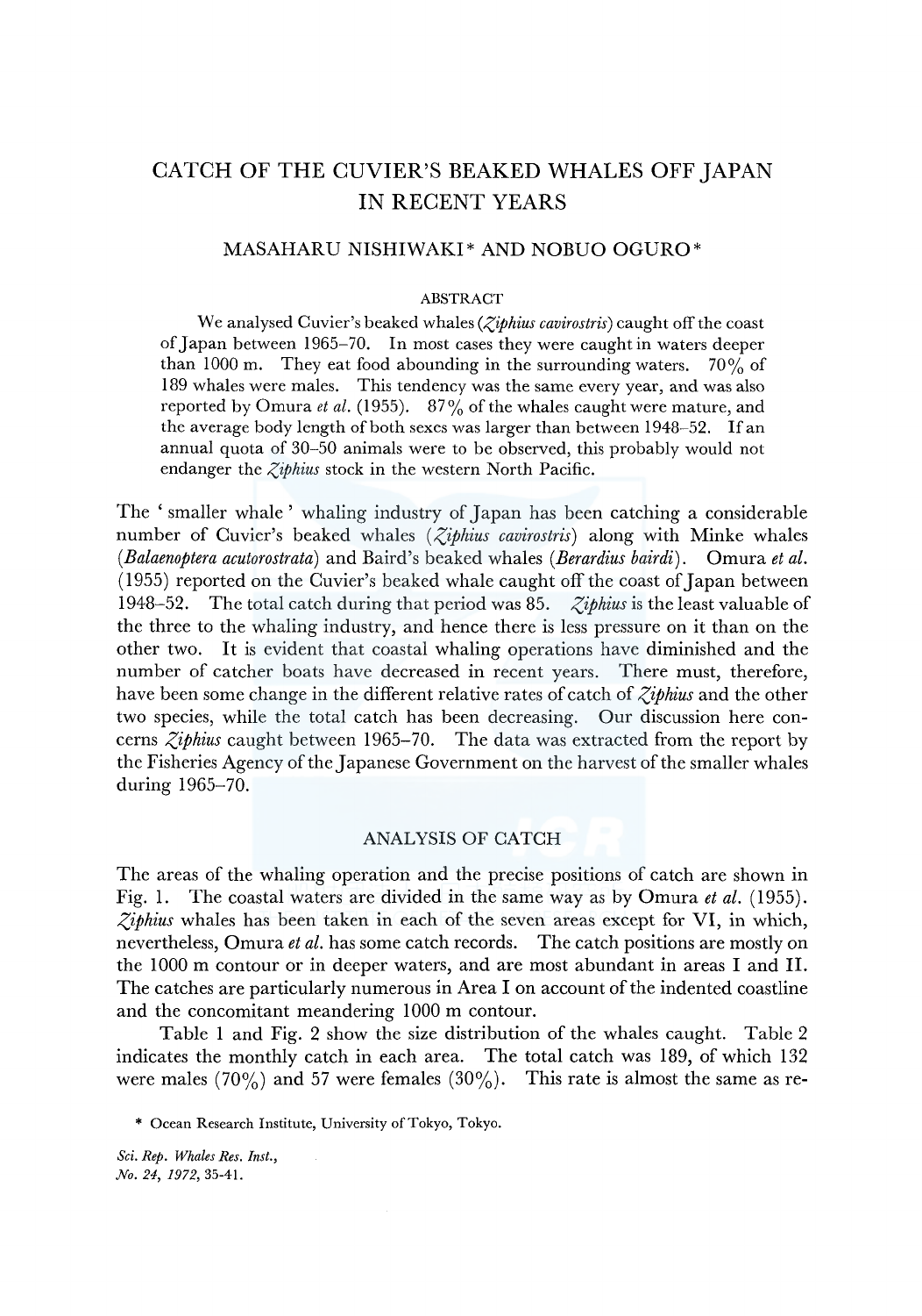# CATCH OF THE CUVIER'S BEAKED WHALES OFF JAPAN IN RECENT YEARS

MASAHARU NISHIWAKI* AND NOBUO OGURO*

## ABSTRACT

We analysed Cuvier's beaked whales (*Ziphius cavirostris*) caught off the coast of Japan between 1965–70. In most cases they were caught in waters deeper than 1000 m. They eat food abounding in the surrounding waters. 70% of 189 whales were males. This tendency was the same every year, and was also reported by Omura *et al.* (1955). 87% of the whales caught were mature, and the average body length of both sexes was larger than between 1948–52. If an annual quota of 30–50 animals were to be observed, this probably would not endanger the *Ziphius* stock in the western North Pacific.

The 'smaller whale' whaling industry of Japan has been catching a considerable number of Cuvier's beaked whales (*Ziphius cavirostris*) along with Minke whales (*Balaenoptera acutorostrata*) and Baird's beaked whales (*Berardius bairdi*). Omura *et al.* (1955) reported on the Cuvier's beaked whale caught off the coast of Japan between 1948–52. The total catch during that period was 85. *Ziphius* is the least valuable of the three to the whaling industry, and hence there is less pressure on it than on the other two. It is evident that coastal whaling operations have diminished and the number of catcher boats have decreased in recent years. There must, therefore, have been some change in the different relative rates of catch of *Ziphius* and the other two species, while the total catch has been decreasing. Our discussion here concerns *Ziphius* caught between 1965–70. The data was extracted from the report by the Fisheries Agency of the Japanese Government on the harvest of the smaller whales during 1965–70.

## ANALYSIS OF CATCH

The areas of the whaling operation and the precise positions of catch are shown in Fig. 1. The coastal waters are divided in the same way as by Omura *et al.* (1955). *Ziphius* whales has been taken in each of the seven areas except for VI, in which, nevertheless, Omura *et al.* has some catch records. The catch positions are mostly on the 1000 m contour or in deeper waters, and are most abundant in areas I and II. The catches are particularly numerous in Area I on account of the indented coastline and the concomitant meandering 1000 m contour.

Table 1 and Fig. 2 show the size distribution of the whales caught. Table 2 indicates the monthly catch in each area. The total catch was 189, of which 132 were males (70%) and 57 were females (30%). This rate is almost the same as re-

\* Ocean Research Institute, University of Tokyo, Tokyo.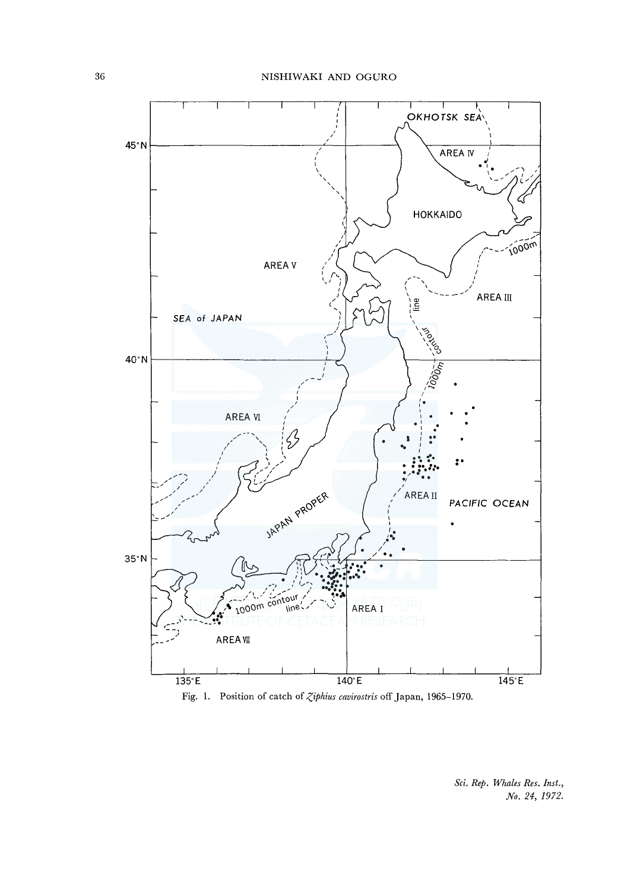Fig. 1. Position of catch of *Ziphius cavirostris* off Japan, 1965–1970.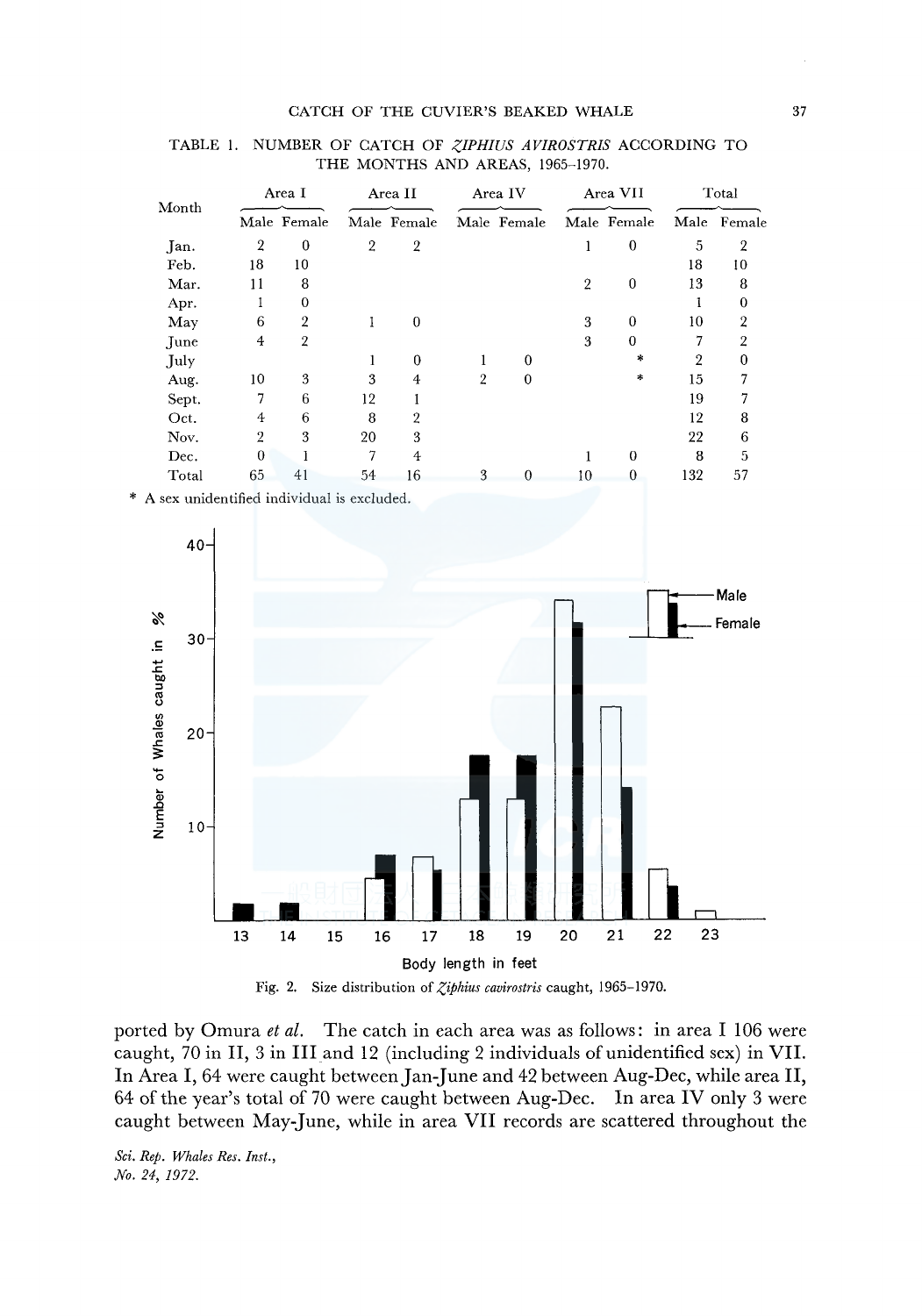TABLE 1. NUMBER OF CATCH OF *ZIPHIUS AVIROSTRIS* ACCORDING TO THE MONTHS AND AREAS, 1965–1970.

| Month | Area I | | Area II | | Area IV | | Area VII | | Total | |
|---|---|---|---|---|---|---|---|---|---|---|
| | Male | Female | Male | Female | Male | Female | Male | Female | Male | Female |
| Jan. | 2 | 0 | 2 | 2 | | | 1 | 0 | 5 | 2 |
| Feb. | 18 | 10 | | | | | | | 18 | 10 |
| Mar. | 11 | 8 | | | | | 2 | 0 | 13 | 8 |
| Apr. | 1 | 0 | | | | | | | 1 | 0 |
| May | 6 | 2 | 1 | 0 | | | 3 | 0 | 10 | 2 |
| June | 4 | 2 | | | | | 3 | 0 | 7 | 2 |
| July | | | 1 | 0 | 1 | 0 | | * | 2 | 0 |
| Aug. | 10 | 3 | 3 | 4 | 2 | 0 | | * | 15 | 7 |
| Sept. | 7 | 6 | 12 | 1 | | | | | 19 | 7 |
| Oct. | 4 | 6 | 8 | 2 | | | | | 12 | 8 |
| Nov. | 2 | 3 | 20 | 3 | | | | | 22 | 6 |
| Dec. | 0 | 1 | 7 | 4 | | | 1 | 0 | 8 | 5 |
| Total | 65 | 41 | 54 | 16 | 3 | 0 | 10 | 0 | 132 | 57 |

\* A sex unidentified individual is excluded.

Fig. 2. Size distribution of *Ziphius cavirostris* caught, 1965–1970.

ported by Omura *et al.* The catch in each area was as follows: in area I 106 were caught, 70 in II, 3 in III and 12 (including 2 individuals of unidentified sex) in VII. In Area I, 64 were caught between Jan-June and 42 between Aug-Dec, while area II, 64 of the year's total of 70 were caught between Aug-Dec. In area IV only 3 were caught between May-June, while in area VII records are scattered throughout the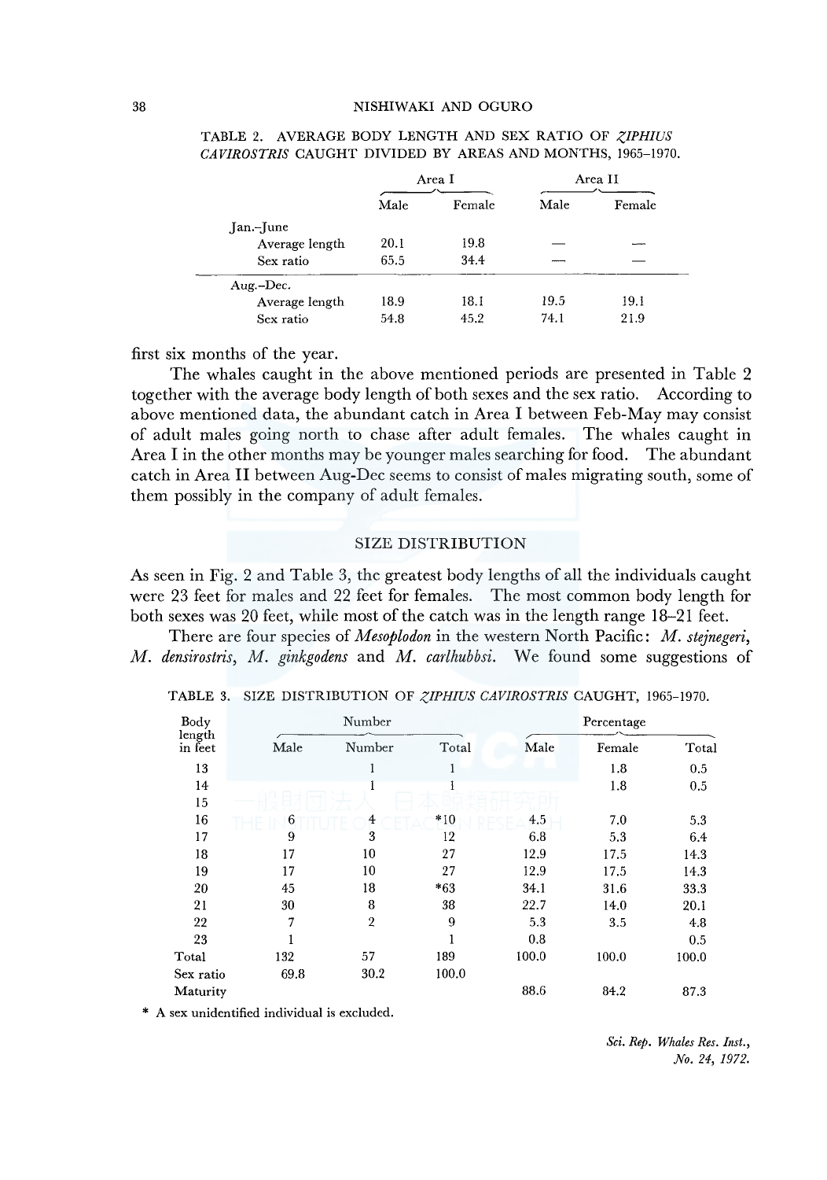TABLE 2. AVERAGE BODY LENGTH AND SEX RATIO OF *ZIPHIUS CAVIROSTRIS* CAUGHT DIVIDED BY AREAS AND MONTHS, 1965–1970.

| | Area I | | Area II | |
|---|---|---|---|---|
| | Male | Female | Male | Female |
| Jan.–June | | | | |
| Average length | 20.1 | 19.8 | — | — |
| Sex ratio | 65.5 | 34.4 | — | — |
| Aug.–Dec. | | | | |
| Average length | 18.9 | 18.1 | 19.5 | 19.1 |
| Sex ratio | 54.8 | 45.2 | 74.1 | 21.9 |

first six months of the year.

The whales caught in the above mentioned periods are presented in Table 2 together with the average body length of both sexes and the sex ratio. According to above mentioned data, the abundant catch in Area I between Feb-May may consist of adult males going north to chase after adult females. The whales caught in Area I in the other months may be younger males searching for food. The abundant catch in Area II between Aug-Dec seems to consist of males migrating south, some of them possibly in the company of adult females.

## SIZE DISTRIBUTION

As seen in Fig. 2 and Table 3, the greatest body lengths of all the individuals caught were 23 feet for males and 22 feet for females. The most common body length for both sexes was 20 feet, while most of the catch was in the length range 18–21 feet.

There are four species of *Mesoplodon* in the western North Pacific: *M. stejnegeri*, *M. densirostris*, *M. ginkgodens* and *M. carlhubbsi*. We found some suggestions of

TABLE 3. SIZE DISTRIBUTION OF *ZIPHIUS CAVIROSTRIS* CAUGHT, 1965–1970.

| Body length in feet | Number | | | Percentage | | |
|---|---|---|---|---|---|---|
| | Male | Number | Total | Male | Female | Total |
| 13 | | 1 | 1 | | 1.8 | 0.5 |
| 14 | | 1 | 1 | | 1.8 | 0.5 |
| 15 | | | | | | |
| 16 | 6 | 4 | *10 | 4.5 | 7.0 | 5.3 |
| 17 | 9 | 3 | 12 | 6.8 | 5.3 | 6.4 |
| 18 | 17 | 10 | 27 | 12.9 | 17.5 | 14.3 |
| 19 | 17 | 10 | 27 | 12.9 | 17.5 | 14.3 |
| 20 | 45 | 18 | *63 | 34.1 | 31.6 | 33.3 |
| 21 | 30 | 8 | 38 | 22.7 | 14.0 | 20.1 |
| 22 | 7 | 2 | 9 | 5.3 | 3.5 | 4.8 |
| 23 | 1 | | 1 | 0.8 | | 0.5 |
| Total | 132 | 57 | 189 | 100.0 | 100.0 | 100.0 |
| Sex ratio | 69.8 | 30.2 | 100.0 | | | |
| Maturity | | | | 88.6 | 84.2 | 87.3 |

\* A sex unidentified individual is excluded.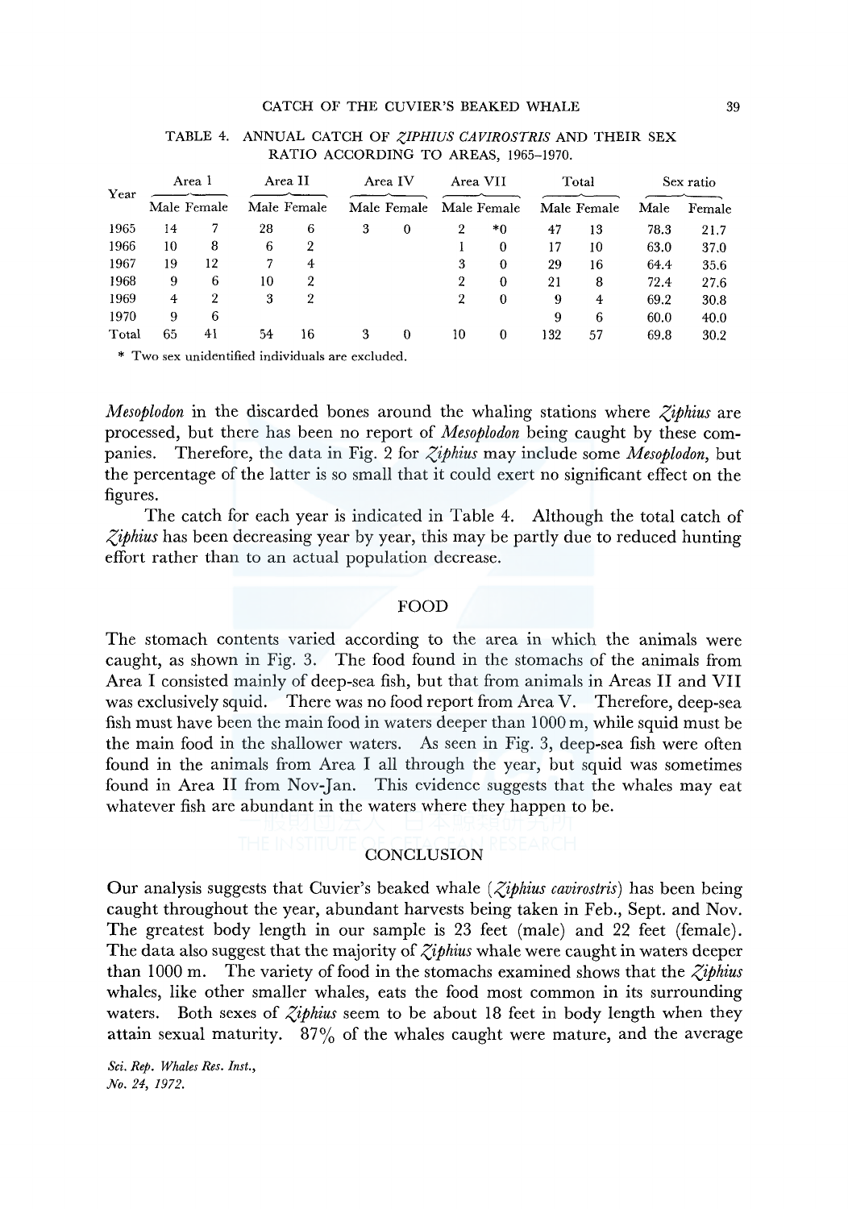TABLE 4. ANNUAL CATCH OF *ZIPHIUS CAVIROSTRIS* AND THEIR SEX RATIO ACCORDING TO AREAS, 1965–1970.

| Year | Area I | | Area II | | Area IV | | Area VII | | Total | | Sex ratio | |
|---|---|---|---|---|---|---|---|---|---|---|---|---|
| | Male | Female | Male | Female | Male | Female | Male | Female | Male | Female | Male | Female |
| 1965 | 14 | 7 | 28 | 6 | 3 | 0 | 2 | *0 | 47 | 13 | 78.3 | 21.7 |
| 1966 | 10 | 8 | 6 | 2 | | | 1 | 0 | 17 | 10 | 63.0 | 37.0 |
| 1967 | 19 | 12 | 7 | 4 | | | 3 | 0 | 29 | 16 | 64.4 | 35.6 |
| 1968 | 9 | 6 | 10 | 2 | | | 2 | 0 | 21 | 8 | 72.4 | 27.6 |
| 1969 | 4 | 2 | 3 | 2 | | | 2 | 0 | 9 | 4 | 69.2 | 30.8 |
| 1970 | 9 | 6 | | | | | | | 9 | 6 | 60.0 | 40.0 |
| Total | 65 | 41 | 54 | 16 | 3 | 0 | 10 | 0 | 132 | 57 | 69.8 | 30.2 |

\* Two sex unidentified individuals are excluded.

*Mesoplodon* in the discarded bones around the whaling stations where *Ziphius* are processed, but there has been no report of *Mesoplodon* being caught by these companies. Therefore, the data in Fig. 2 for *Ziphius* may include some *Mesoplodon*, but the percentage of the latter is so small that it could exert no significant effect on the figures.

The catch for each year is indicated in Table 4. Although the total catch of *Ziphius* has been decreasing year by year, this may be partly due to reduced hunting effort rather than to an actual population decrease.

## FOOD

The stomach contents varied according to the area in which the animals were caught, as shown in Fig. 3. The food found in the stomachs of the animals from Area I consisted mainly of deep-sea fish, but that from animals in Areas II and VII was exclusively squid. There was no food report from Area V. Therefore, deep-sea fish must have been the main food in waters deeper than 1000 m, while squid must be the main food in the shallower waters. As seen in Fig. 3, deep-sea fish were often found in the animals from Area I all through the year, but squid was sometimes found in Area II from Nov-Jan. This evidence suggests that the whales may eat whatever fish are abundant in the waters where they happen to be.

## CONCLUSION

Our analysis suggests that Cuvier's beaked whale (*Ziphius cavirostris*) has been being caught throughout the year, abundant harvests being taken in Feb., Sept. and Nov. The greatest body length in our sample is 23 feet (male) and 22 feet (female). The data also suggest that the majority of *Ziphius* whale were caught in waters deeper than 1000 m. The variety of food in the stomachs examined shows that the *Ziphius* whales, like other smaller whales, eats the food most common in its surrounding waters. Both sexes of *Ziphius* seem to be about 18 feet in body length when they attain sexual maturity. 87% of the whales caught were mature, and the average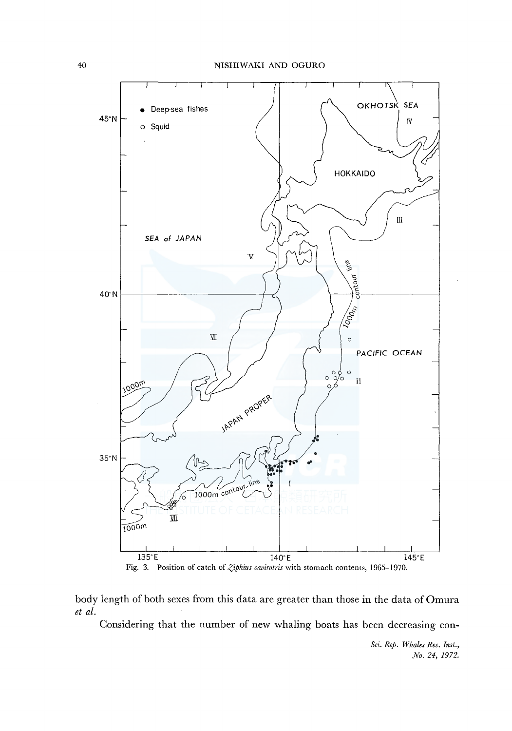Fig. 3. Position of catch of *Ziphius cavirotris* with stomach contents, 1965–1970.

body length of both sexes from this data are greater than those in the data of Omura *et al.*

Considering that the number of new whaling boats has been decreasing con-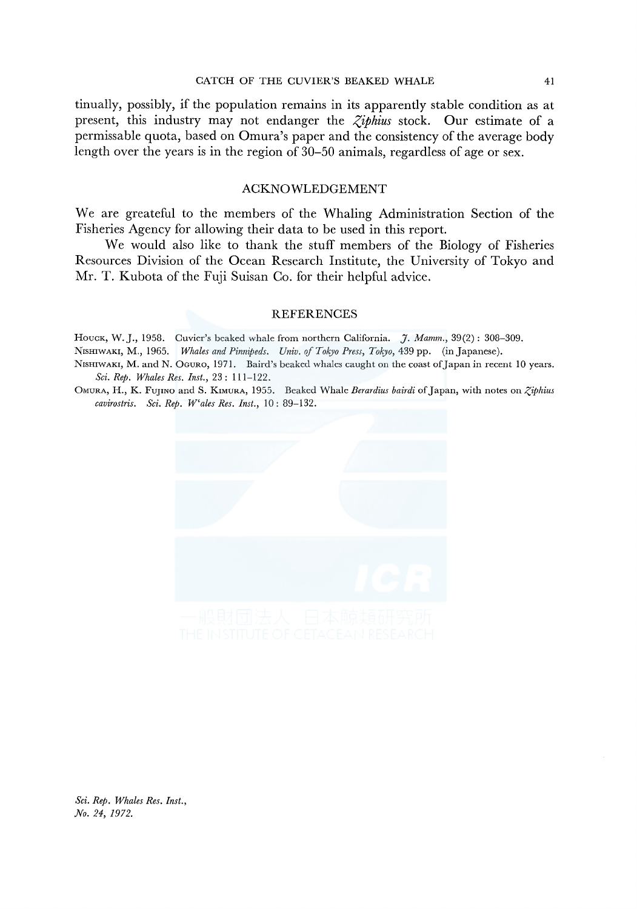tinually, possibly, if the population remains in its apparently stable condition as at present, this industry may not endanger the *Ziphius* stock. Our estimate of a permissable quota, based on Omura's paper and the consistency of the average body length over the years is in the region of 30–50 animals, regardless of age or sex.

## ACKNOWLEDGEMENT

We are greateful to the members of the Whaling Administration Section of the Fisheries Agency for allowing their data to be used in this report.

We would also like to thank the stuff members of the Biology of Fisheries Resources Division of the Ocean Research Institute, the University of Tokyo and Mr. T. Kubota of the Fuji Suisan Co. for their helpful advice.

## REFERENCES

Houck, W. J., 1958. Cuvier's beaked whale from northern California. *J. Mamm.*, 39(2): 308–309.

Nishiwaki, M., 1965. *Whales and Pinnipeds. Univ. of Tokyo Press, Tokyo*, 439 pp. (in Japanese).

Nishiwaki, M. and N. Oguro, 1971. Baird's beaked whales caught on the coast of Japan in recent 10 years. *Sci. Rep. Whales Res. Inst.*, 23: 111–122.

Omura, H., K. Fujino and S. Kimura, 1955. Beaked Whale *Berardius bairdi* of Japan, with notes on *Ziphius cavirostris*. *Sci. Rep. W'ales Res. Inst.*, 10: 89–132.